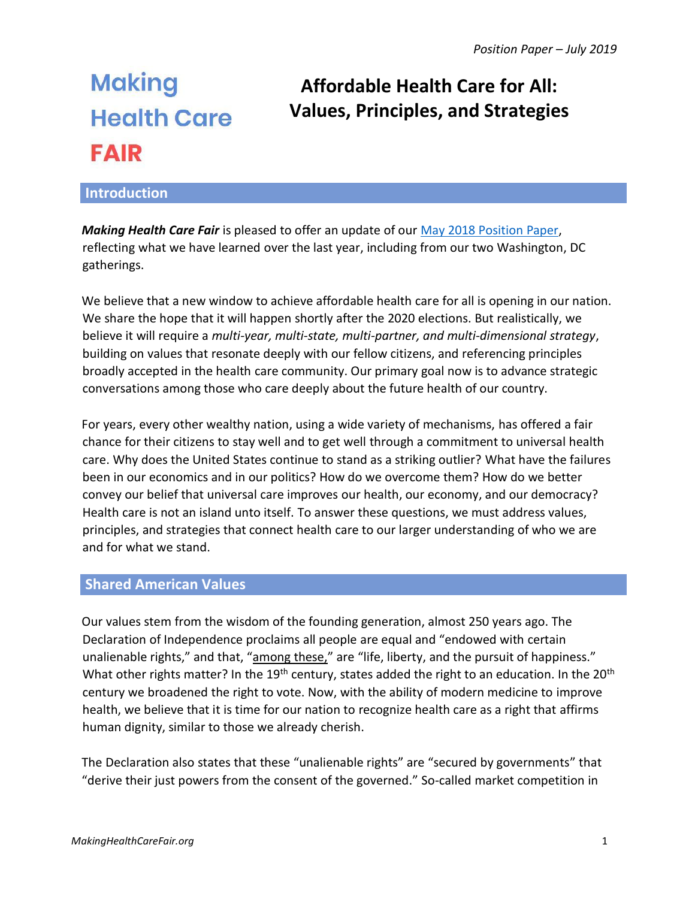*Position Paper – July 2019*

**Making Health Care FAIR**

# Affordable Health Care for All: Values, Principles, and Strategies

## Introduction

***Making Health Care Fair*** is pleased to offer an update of our May 2018 Position Paper, reflecting what we have learned over the last year, including from our two Washington, DC gatherings.

We believe that a new window to achieve affordable health care for all is opening in our nation. We share the hope that it will happen shortly after the 2020 elections. But realistically, we believe it will require a *multi-year, multi-state, multi-partner, and multi-dimensional strategy*, building on values that resonate deeply with our fellow citizens, and referencing principles broadly accepted in the health care community. Our primary goal now is to advance strategic conversations among those who care deeply about the future health of our country.

For years, every other wealthy nation, using a wide variety of mechanisms, has offered a fair chance for their citizens to stay well and to get well through a commitment to universal health care. Why does the United States continue to stand as a striking outlier? What have the failures been in our economics and in our politics? How do we overcome them? How do we better convey our belief that universal care improves our health, our economy, and our democracy? Health care is not an island unto itself. To answer these questions, we must address values, principles, and strategies that connect health care to our larger understanding of who we are and for what we stand.

## Shared American Values

Our values stem from the wisdom of the founding generation, almost 250 years ago. The Declaration of Independence proclaims all people are equal and "endowed with certain unalienable rights," and that, "among these," are "life, liberty, and the pursuit of happiness." What other rights matter? In the 19th century, states added the right to an education. In the 20th century we broadened the right to vote. Now, with the ability of modern medicine to improve health, we believe that it is time for our nation to recognize health care as a right that affirms human dignity, similar to those we already cherish.

The Declaration also states that these "unalienable rights" are "secured by governments" that "derive their just powers from the consent of the governed." So-called market competition in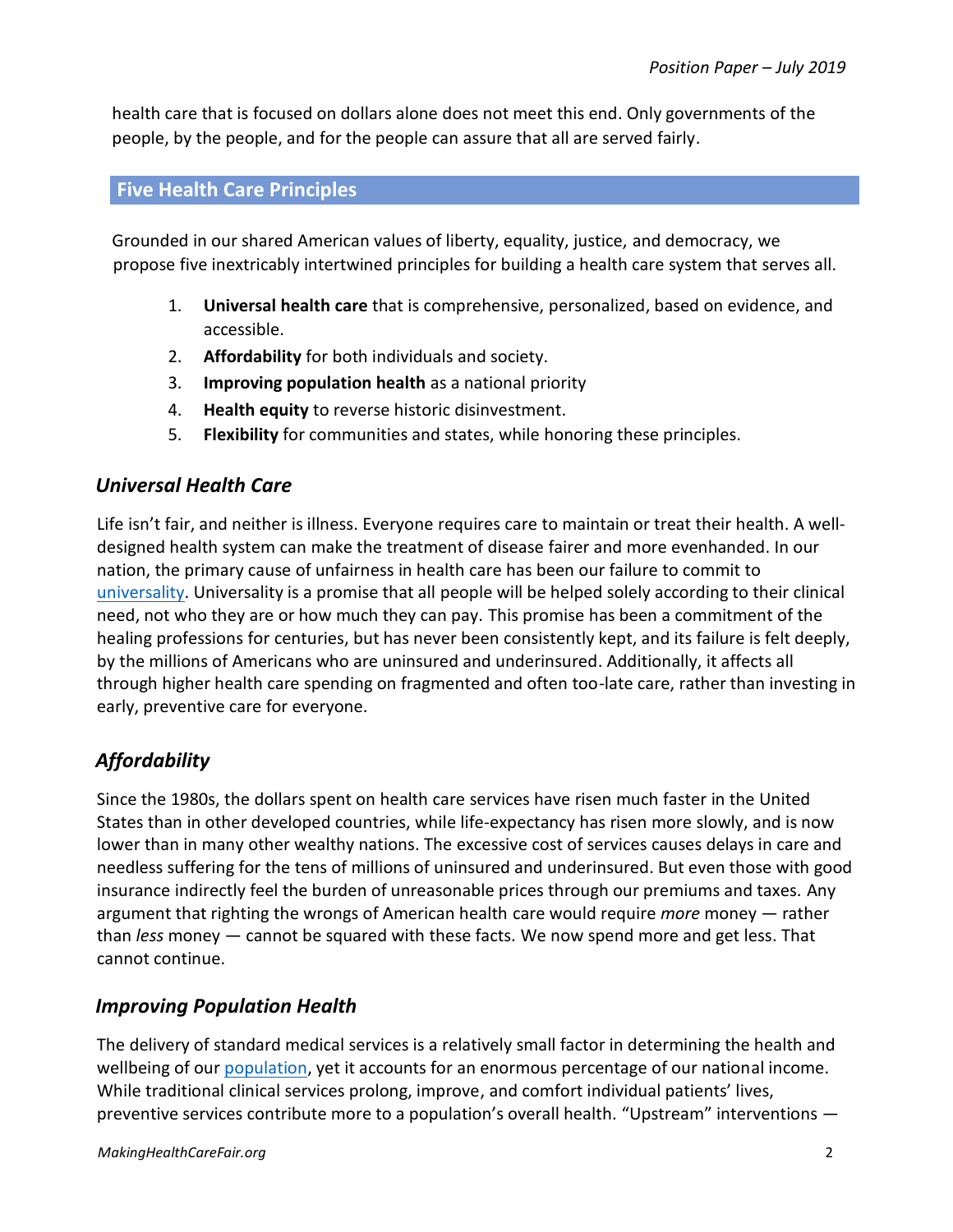health care that is focused on dollars alone does not meet this end. Only governments of the people, by the people, and for the people can assure that all are served fairly.

## Five Health Care Principles

Grounded in our shared American values of liberty, equality, justice, and democracy, we propose five inextricably intertwined principles for building a health care system that serves all.

1. **Universal health care** that is comprehensive, personalized, based on evidence, and accessible.
2. **Affordability** for both individuals and society.
3. **Improving population health** as a national priority
4. **Health equity** to reverse historic disinvestment.
5. **Flexibility** for communities and states, while honoring these principles.

### *Universal Health Care*

Life isn't fair, and neither is illness. Everyone requires care to maintain or treat their health. A well-designed health system can make the treatment of disease fairer and more evenhanded. In our nation, the primary cause of unfairness in health care has been our failure to commit to universality. Universality is a promise that all people will be helped solely according to their clinical need, not who they are or how much they can pay. This promise has been a commitment of the healing professions for centuries, but has never been consistently kept, and its failure is felt deeply, by the millions of Americans who are uninsured and underinsured. Additionally, it affects all through higher health care spending on fragmented and often too-late care, rather than investing in early, preventive care for everyone.

### *Affordability*

Since the 1980s, the dollars spent on health care services have risen much faster in the United States than in other developed countries, while life-expectancy has risen more slowly, and is now lower than in many other wealthy nations. The excessive cost of services causes delays in care and needless suffering for the tens of millions of uninsured and underinsured. But even those with good insurance indirectly feel the burden of unreasonable prices through our premiums and taxes. Any argument that righting the wrongs of American health care would require *more* money — rather than *less* money — cannot be squared with these facts. We now spend more and get less. That cannot continue.

### *Improving Population Health*

The delivery of standard medical services is a relatively small factor in determining the health and wellbeing of our population, yet it accounts for an enormous percentage of our national income. While traditional clinical services prolong, improve, and comfort individual patients' lives, preventive services contribute more to a population's overall health. "Upstream" interventions —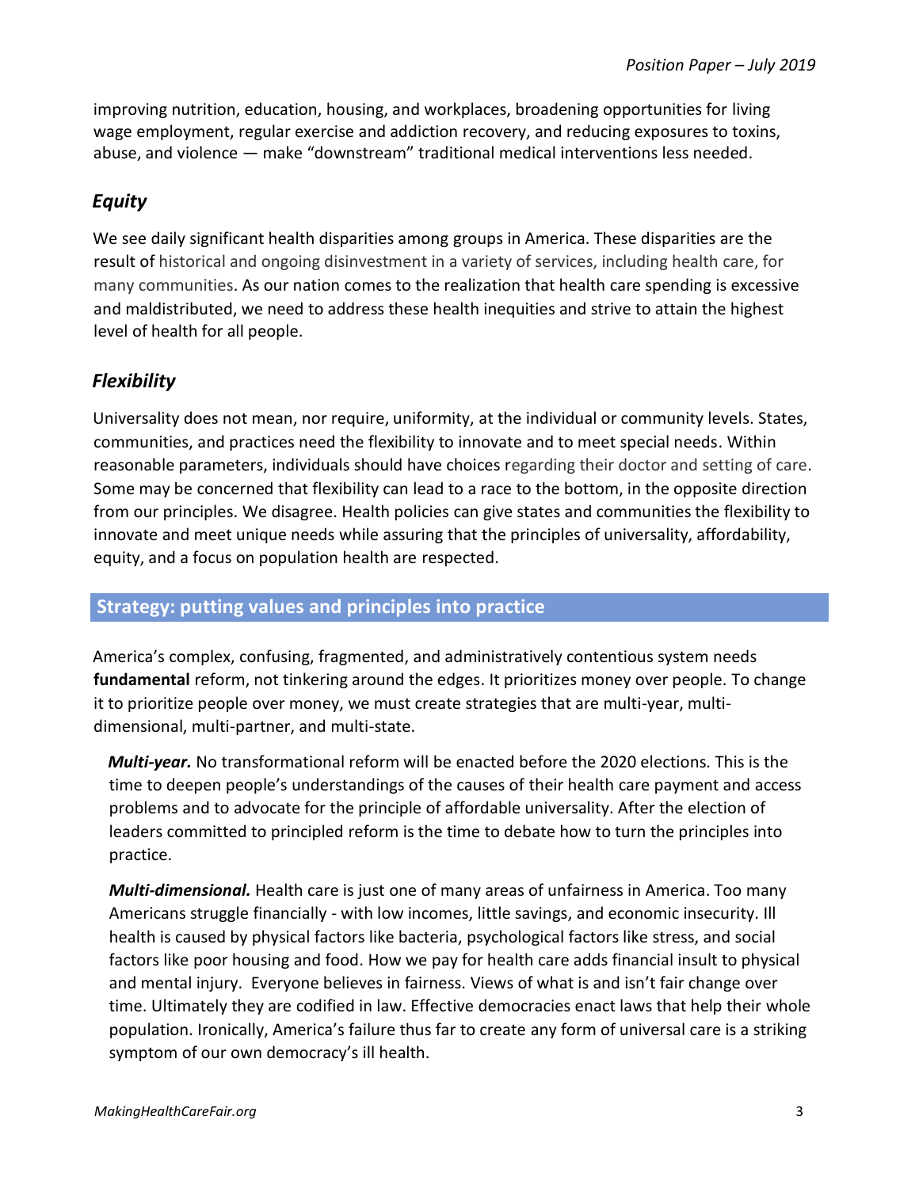improving nutrition, education, housing, and workplaces, broadening opportunities for living wage employment, regular exercise and addiction recovery, and reducing exposures to toxins, abuse, and violence — make "downstream" traditional medical interventions less needed.

### *Equity*

We see daily significant health disparities among groups in America. These disparities are the result of historical and ongoing disinvestment in a variety of services, including health care, for many communities. As our nation comes to the realization that health care spending is excessive and maldistributed, we need to address these health inequities and strive to attain the highest level of health for all people.

### *Flexibility*

Universality does not mean, nor require, uniformity, at the individual or community levels. States, communities, and practices need the flexibility to innovate and to meet special needs. Within reasonable parameters, individuals should have choices regarding their doctor and setting of care. Some may be concerned that flexibility can lead to a race to the bottom, in the opposite direction from our principles. We disagree. Health policies can give states and communities the flexibility to innovate and meet unique needs while assuring that the principles of universality, affordability, equity, and a focus on population health are respected.

## Strategy: putting values and principles into practice

America's complex, confusing, fragmented, and administratively contentious system needs **fundamental** reform, not tinkering around the edges. It prioritizes money over people. To change it to prioritize people over money, we must create strategies that are multi-year, multi-dimensional, multi-partner, and multi-state.

***Multi-year.*** No transformational reform will be enacted before the 2020 elections. This is the time to deepen people's understandings of the causes of their health care payment and access problems and to advocate for the principle of affordable universality. After the election of leaders committed to principled reform is the time to debate how to turn the principles into practice.

***Multi-dimensional.*** Health care is just one of many areas of unfairness in America. Too many Americans struggle financially - with low incomes, little savings, and economic insecurity. Ill health is caused by physical factors like bacteria, psychological factors like stress, and social factors like poor housing and food. How we pay for health care adds financial insult to physical and mental injury. Everyone believes in fairness. Views of what is and isn't fair change over time. Ultimately they are codified in law. Effective democracies enact laws that help their whole population. Ironically, America's failure thus far to create any form of universal care is a striking symptom of our own democracy's ill health.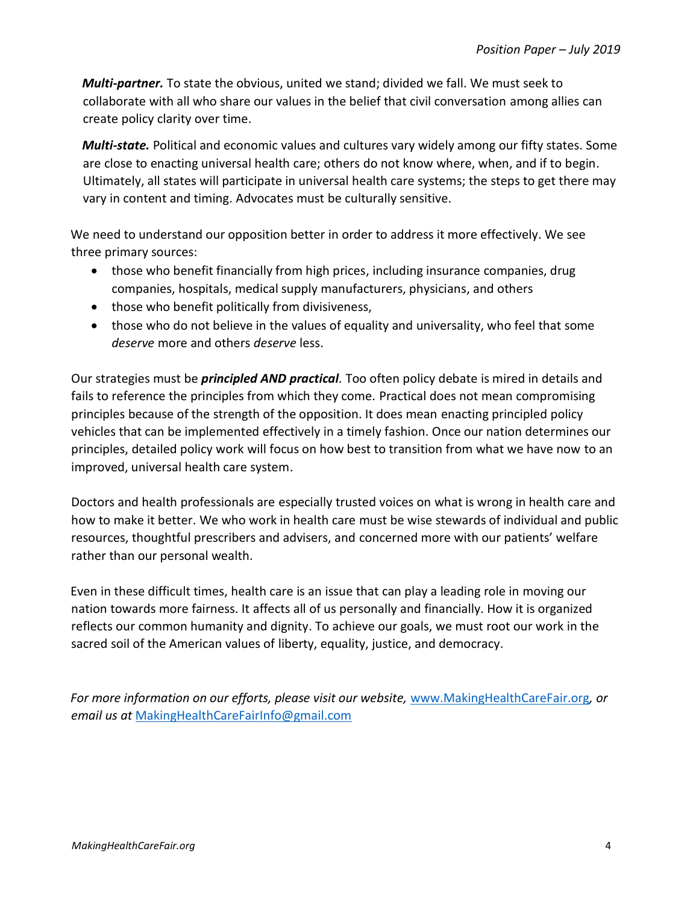***Multi-partner.*** To state the obvious, united we stand; divided we fall. We must seek to collaborate with all who share our values in the belief that civil conversation among allies can create policy clarity over time.

***Multi-state.*** Political and economic values and cultures vary widely among our fifty states. Some are close to enacting universal health care; others do not know where, when, and if to begin. Ultimately, all states will participate in universal health care systems; the steps to get there may vary in content and timing. Advocates must be culturally sensitive.

We need to understand our opposition better in order to address it more effectively. We see three primary sources:

- those who benefit financially from high prices, including insurance companies, drug companies, hospitals, medical supply manufacturers, physicians, and others
- those who benefit politically from divisiveness,
- those who do not believe in the values of equality and universality, who feel that some *deserve* more and others *deserve* less.

Our strategies must be ***principled AND practical***. Too often policy debate is mired in details and fails to reference the principles from which they come. Practical does not mean compromising principles because of the strength of the opposition. It does mean enacting principled policy vehicles that can be implemented effectively in a timely fashion. Once our nation determines our principles, detailed policy work will focus on how best to transition from what we have now to an improved, universal health care system.

Doctors and health professionals are especially trusted voices on what is wrong in health care and how to make it better. We who work in health care must be wise stewards of individual and public resources, thoughtful prescribers and advisers, and concerned more with our patients' welfare rather than our personal wealth.

Even in these difficult times, health care is an issue that can play a leading role in moving our nation towards more fairness. It affects all of us personally and financially. How it is organized reflects our common humanity and dignity. To achieve our goals, we must root our work in the sacred soil of the American values of liberty, equality, justice, and democracy.

*For more information on our efforts, please visit our website,* [www.MakingHealthCareFair.org](http://www.MakingHealthCareFair.org)*, or email us at* [MakingHealthCareFairInfo@gmail.com](mailto:MakingHealthCareFairInfo@gmail.com)